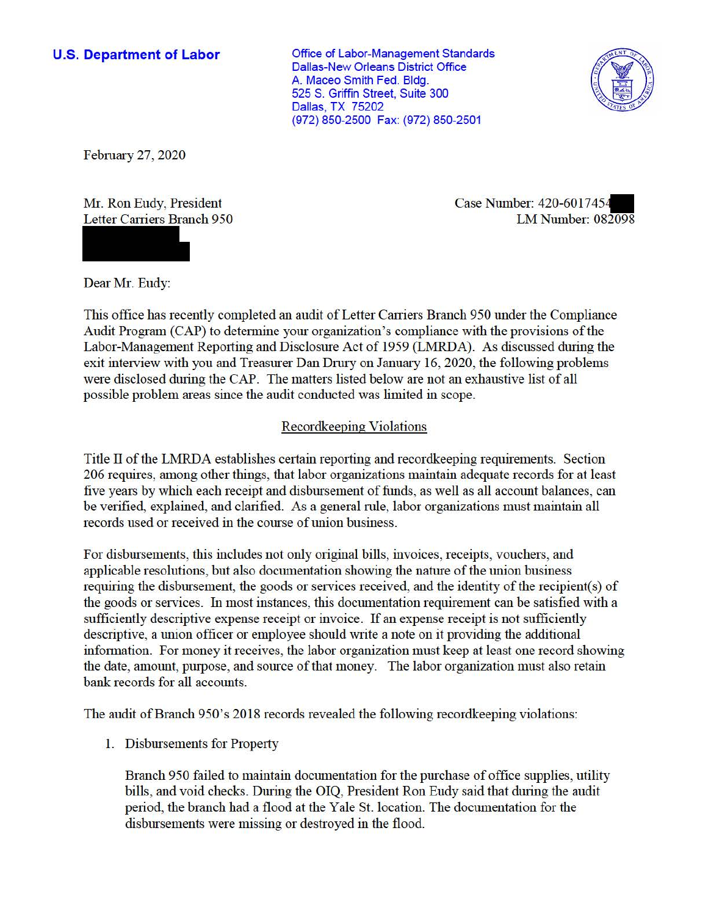**U.S. Department of Labor**

Office of Labor-Management Standards
Dallas-New Orleans District Office
A. Maceo Smith Fed. Bldg.
525 S. Griffin Street, Suite 300
Dallas, TX 75202
(972) 850-2500 Fax: (972) 850-2501

February 27, 2020

Mr. Ron Eudy, President
Letter Carriers Branch 950

Case Number: 420-6017454
LM Number: 082098

Dear Mr. Eudy:

This office has recently completed an audit of Letter Carriers Branch 950 under the Compliance Audit Program (CAP) to determine your organization's compliance with the provisions of the Labor-Management Reporting and Disclosure Act of 1959 (LMRDA). As discussed during the exit interview with you and Treasurer Dan Drury on January 16, 2020, the following problems were disclosed during the CAP. The matters listed below are not an exhaustive list of all possible problem areas since the audit conducted was limited in scope.

## Recordkeeping Violations

Title II of the LMRDA establishes certain reporting and recordkeeping requirements. Section 206 requires, among other things, that labor organizations maintain adequate records for at least five years by which each receipt and disbursement of funds, as well as all account balances, can be verified, explained, and clarified. As a general rule, labor organizations must maintain all records used or received in the course of union business.

For disbursements, this includes not only original bills, invoices, receipts, vouchers, and applicable resolutions, but also documentation showing the nature of the union business requiring the disbursement, the goods or services received, and the identity of the recipient(s) of the goods or services. In most instances, this documentation requirement can be satisfied with a sufficiently descriptive expense receipt or invoice. If an expense receipt is not sufficiently descriptive, a union officer or employee should write a note on it providing the additional information. For money it receives, the labor organization must keep at least one record showing the date, amount, purpose, and source of that money. The labor organization must also retain bank records for all accounts.

The audit of Branch 950's 2018 records revealed the following recordkeeping violations:

1. Disbursements for Property

   Branch 950 failed to maintain documentation for the purchase of office supplies, utility bills, and void checks. During the OIQ, President Ron Eudy said that during the audit period, the branch had a flood at the Yale St. location. The documentation for the disbursements were missing or destroyed in the flood.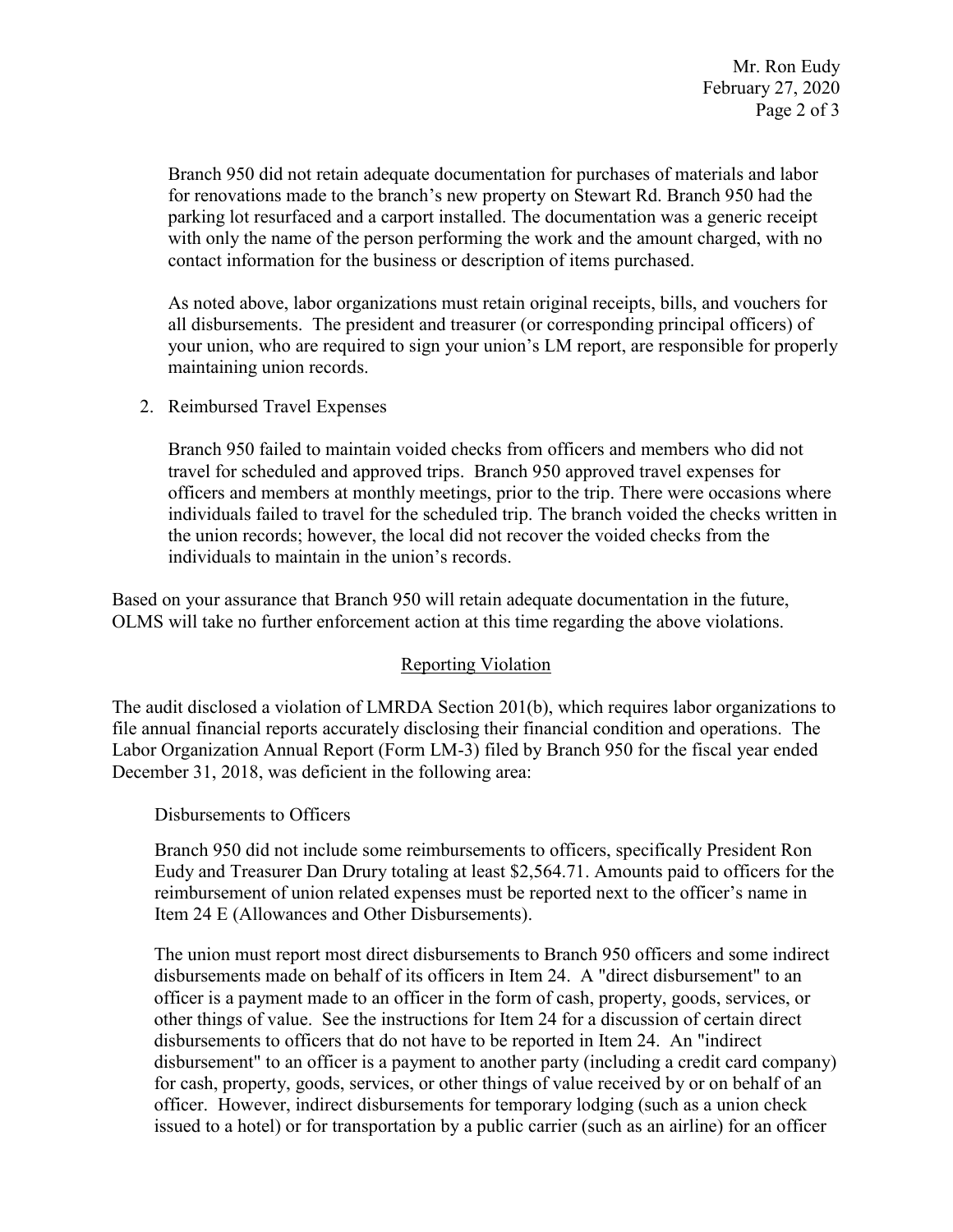Branch 950 did not retain adequate documentation for purchases of materials and labor for renovations made to the branch's new property on Stewart Rd. Branch 950 had the parking lot resurfaced and a carport installed. The documentation was a generic receipt with only the name of the person performing the work and the amount charged, with no contact information for the business or description of items purchased.

As noted above, labor organizations must retain original receipts, bills, and vouchers for all disbursements. The president and treasurer (or corresponding principal officers) of your union, who are required to sign your union's LM report, are responsible for properly maintaining union records.

2. Reimbursed Travel Expenses

   Branch 950 failed to maintain voided checks from officers and members who did not travel for scheduled and approved trips. Branch 950 approved travel expenses for officers and members at monthly meetings, prior to the trip. There were occasions where individuals failed to travel for the scheduled trip. The branch voided the checks written in the union records; however, the local did not recover the voided checks from the individuals to maintain in the union's records.

Based on your assurance that Branch 950 will retain adequate documentation in the future, OLMS will take no further enforcement action at this time regarding the above violations.

## Reporting Violation

The audit disclosed a violation of LMRDA Section 201(b), which requires labor organizations to file annual financial reports accurately disclosing their financial condition and operations. The Labor Organization Annual Report (Form LM-3) filed by Branch 950 for the fiscal year ended December 31, 2018, was deficient in the following area:

Disbursements to Officers

Branch 950 did not include some reimbursements to officers, specifically President Ron Eudy and Treasurer Dan Drury totaling at least $2,564.71. Amounts paid to officers for the reimbursement of union related expenses must be reported next to the officer's name in Item 24 E (Allowances and Other Disbursements).

The union must report most direct disbursements to Branch 950 officers and some indirect disbursements made on behalf of its officers in Item 24. A "direct disbursement" to an officer is a payment made to an officer in the form of cash, property, goods, services, or other things of value. See the instructions for Item 24 for a discussion of certain direct disbursements to officers that do not have to be reported in Item 24. An "indirect disbursement" to an officer is a payment to another party (including a credit card company) for cash, property, goods, services, or other things of value received by or on behalf of an officer. However, indirect disbursements for temporary lodging (such as a union check issued to a hotel) or for transportation by a public carrier (such as an airline) for an officer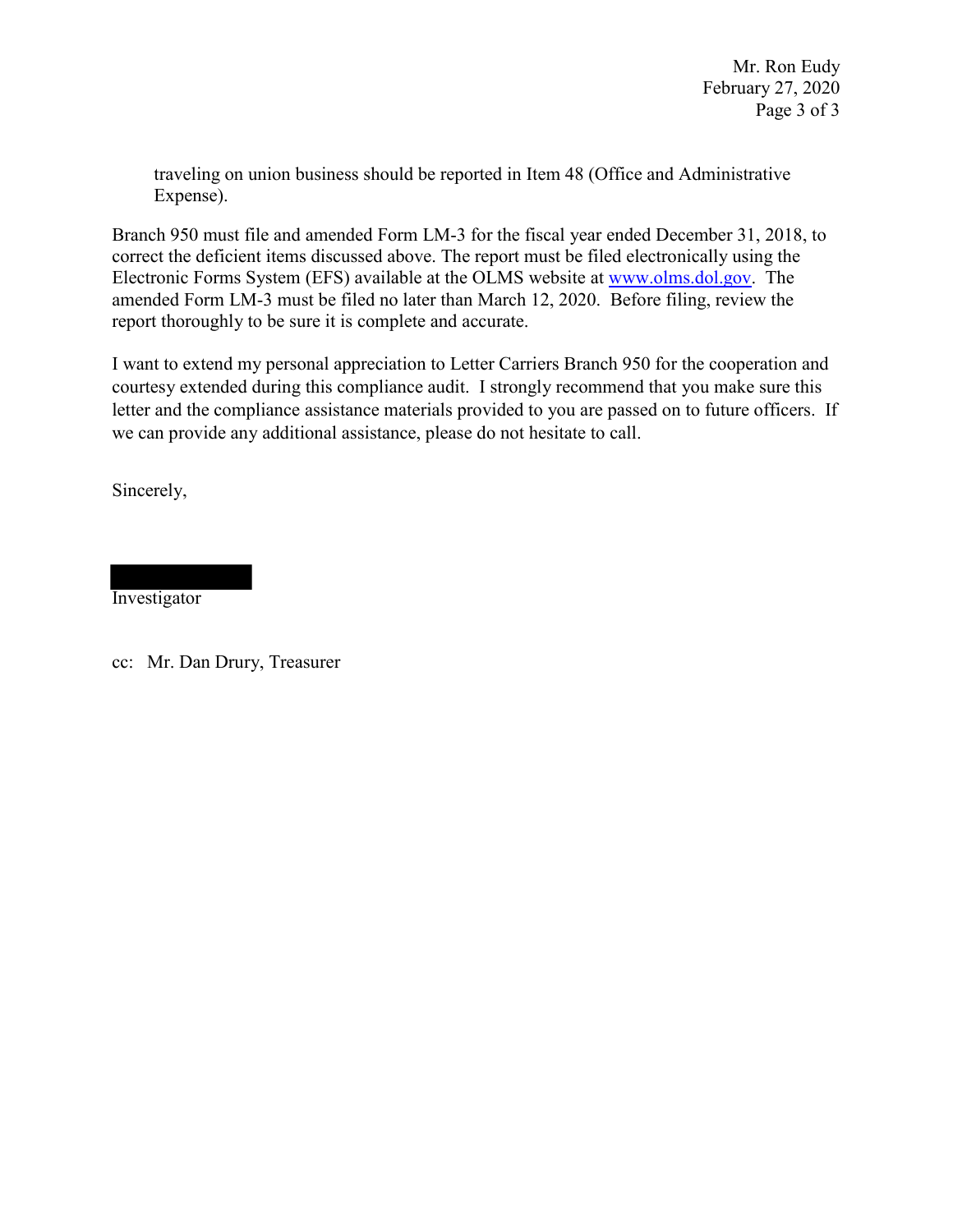traveling on union business should be reported in Item 48 (Office and Administrative Expense).

Branch 950 must file and amended Form LM-3 for the fiscal year ended December 31, 2018, to correct the deficient items discussed above. The report must be filed electronically using the Electronic Forms System (EFS) available at the OLMS website at www.olms.dol.gov. The amended Form LM-3 must be filed no later than March 12, 2020. Before filing, review the report thoroughly to be sure it is complete and accurate.

I want to extend my personal appreciation to Letter Carriers Branch 950 for the cooperation and courtesy extended during this compliance audit. I strongly recommend that you make sure this letter and the compliance assistance materials provided to you are passed on to future officers. If we can provide any additional assistance, please do not hesitate to call.

Sincerely,

Investigator

cc: Mr. Dan Drury, Treasurer